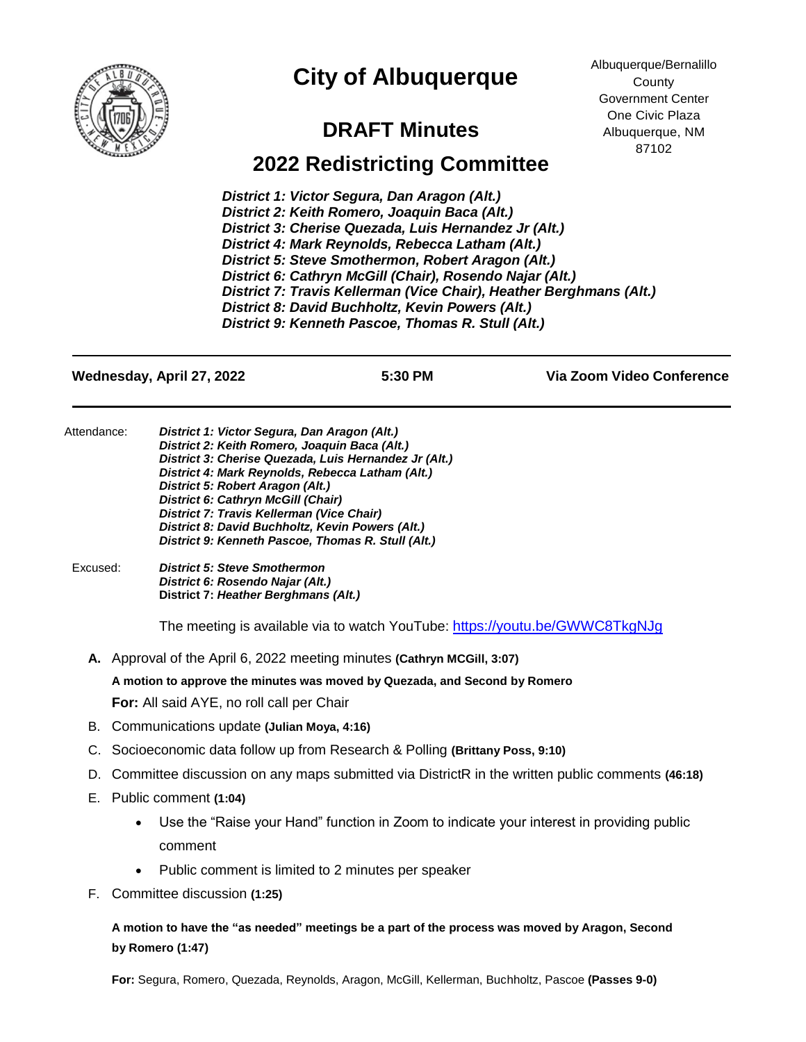# City of Albuquerque

Albuquerque/Bernalillo County Government Center
One Civic Plaza
Albuquerque, NM 87102

## DRAFT Minutes

## 2022 Redistricting Committee

***District 1: Victor Segura, Dan Aragon (Alt.)***
***District 2: Keith Romero, Joaquin Baca (Alt.)***
***District 3: Cherise Quezada, Luis Hernandez Jr (Alt.)***
***District 4: Mark Reynolds, Rebecca Latham (Alt.)***
***District 5: Steve Smothermon, Robert Aragon (Alt.)***
***District 6: Cathryn McGill (Chair), Rosendo Najar (Alt.)***
***District 7: Travis Kellerman (Vice Chair), Heather Berghmans (Alt.)***
***District 8: David Buchholtz, Kevin Powers (Alt.)***
***District 9: Kenneth Pascoe, Thomas R. Stull (Alt.)***

---

**Wednesday, April 27, 2022** | **5:30 PM** | **Via Zoom Video Conference**

---

Attendance:
***District 1: Victor Segura, Dan Aragon (Alt.)***
***District 2: Keith Romero, Joaquin Baca (Alt.)***
***District 3: Cherise Quezada, Luis Hernandez Jr (Alt.)***
***District 4: Mark Reynolds, Rebecca Latham (Alt.)***
***District 5: Robert Aragon (Alt.)***
***District 6: Cathryn McGill (Chair)***
***District 7: Travis Kellerman (Vice Chair)***
***District 8: David Buchholtz, Kevin Powers (Alt.)***
***District 9: Kenneth Pascoe, Thomas R. Stull (Alt.)***

Excused:
***District 5: Steve Smothermon***
***District 6: Rosendo Najar (Alt.)***
**District 7:** ***Heather Berghmans (Alt.)***

The meeting is available via to watch YouTube: https://youtu.be/GWWC8TkgNJg

**A.** Approval of the April 6, 2022 meeting minutes **(Cathryn MCGill, 3:07)**

**A motion to approve the minutes was moved by Quezada, and Second by Romero**

**For:** All said AYE, no roll call per Chair

B. Communications update **(Julian Moya, 4:16)**

C. Socioeconomic data follow up from Research & Polling **(Brittany Poss, 9:10)**

D. Committee discussion on any maps submitted via DistrictR in the written public comments **(46:18)**

E. Public comment **(1:04)**

- Use the "Raise your Hand" function in Zoom to indicate your interest in providing public comment
- Public comment is limited to 2 minutes per speaker

F. Committee discussion **(1:25)**

**A motion to have the "as needed" meetings be a part of the process was moved by Aragon, Second by Romero (1:47)**

**For:** Segura, Romero, Quezada, Reynolds, Aragon, McGill, Kellerman, Buchholtz, Pascoe **(Passes 9-0)**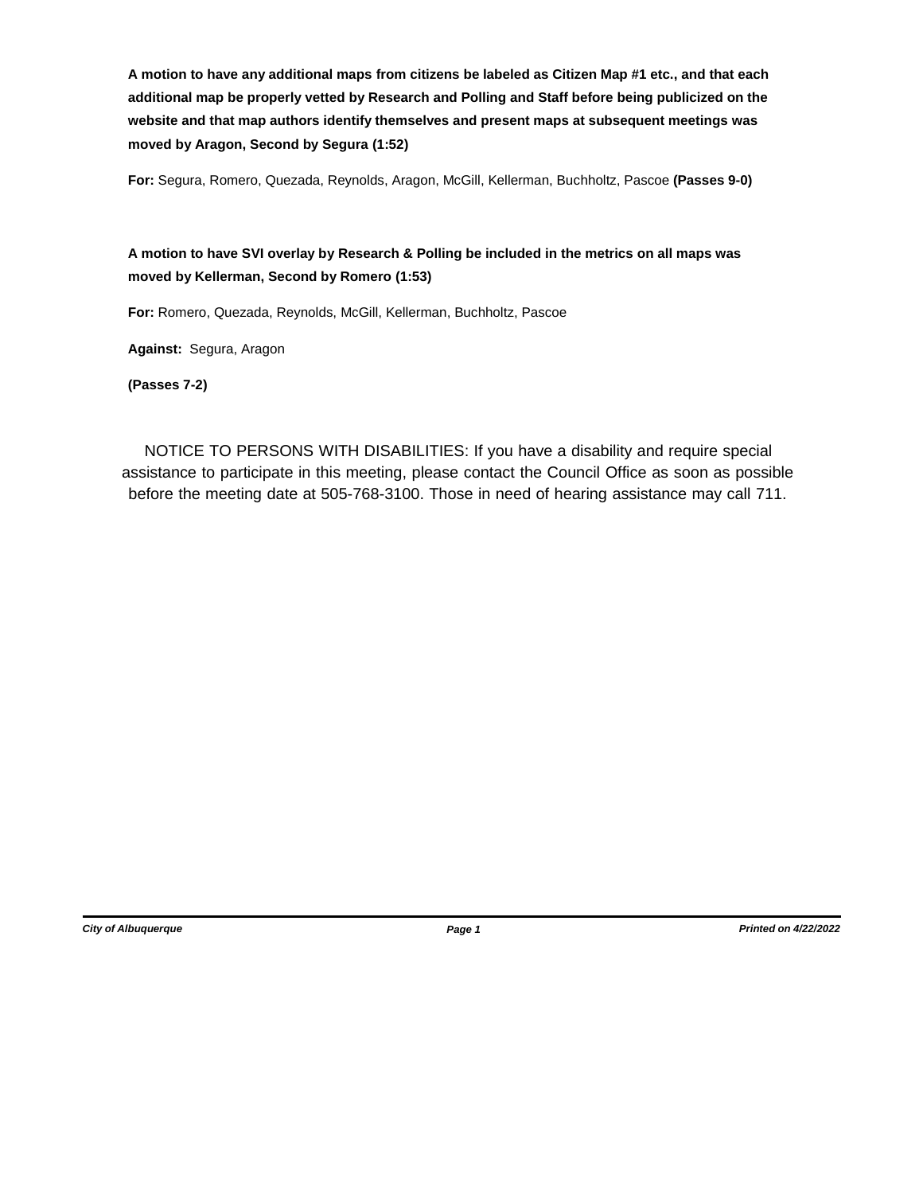**A motion to have any additional maps from citizens be labeled as Citizen Map #1 etc., and that each additional map be properly vetted by Research and Polling and Staff before being publicized on the website and that map authors identify themselves and present maps at subsequent meetings was moved by Aragon, Second by Segura (1:52)**

**For:** Segura, Romero, Quezada, Reynolds, Aragon, McGill, Kellerman, Buchholtz, Pascoe **(Passes 9-0)**

**A motion to have SVI overlay by Research & Polling be included in the metrics on all maps was moved by Kellerman, Second by Romero (1:53)**

**For:** Romero, Quezada, Reynolds, McGill, Kellerman, Buchholtz, Pascoe

**Against:** Segura, Aragon

**(Passes 7-2)**

NOTICE TO PERSONS WITH DISABILITIES: If you have a disability and require special assistance to participate in this meeting, please contact the Council Office as soon as possible before the meeting date at 505-768-3100. Those in need of hearing assistance may call 711.